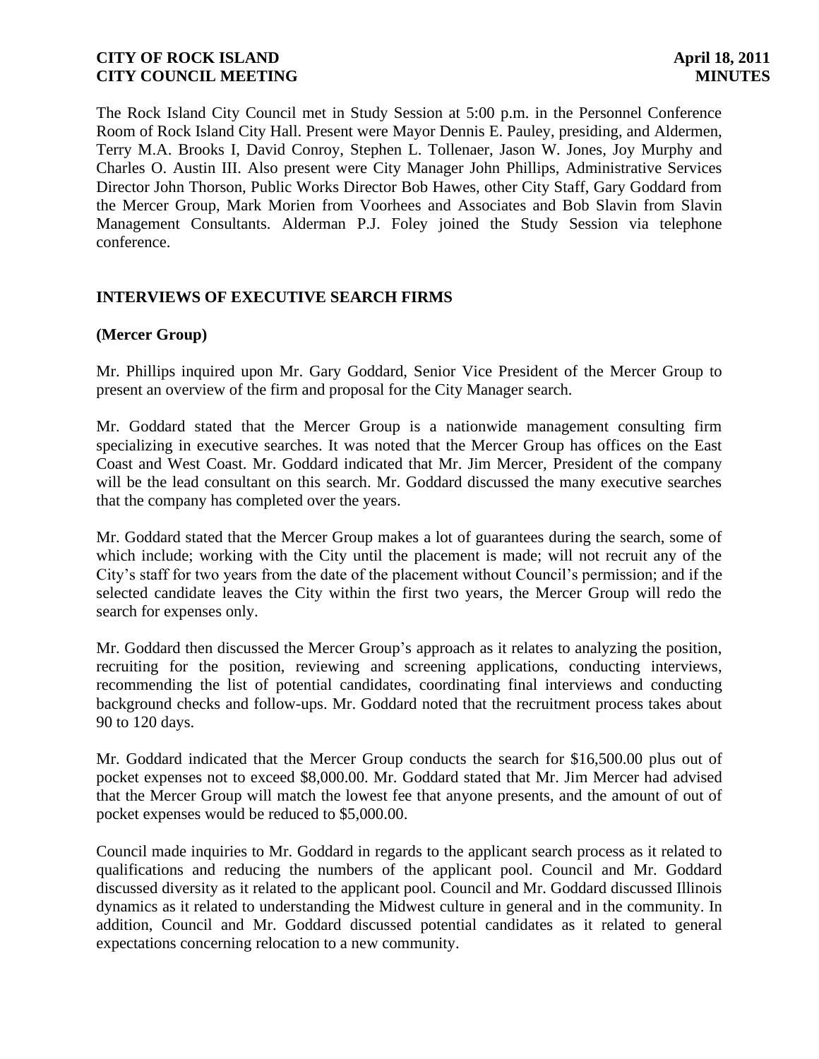The Rock Island City Council met in Study Session at 5:00 p.m. in the Personnel Conference Room of Rock Island City Hall. Present were Mayor Dennis E. Pauley, presiding, and Aldermen, Terry M.A. Brooks I, David Conroy, Stephen L. Tollenaer, Jason W. Jones, Joy Murphy and Charles O. Austin III. Also present were City Manager John Phillips, Administrative Services Director John Thorson, Public Works Director Bob Hawes, other City Staff, Gary Goddard from the Mercer Group, Mark Morien from Voorhees and Associates and Bob Slavin from Slavin Management Consultants. Alderman P.J. Foley joined the Study Session via telephone conference.

## INTERVIEWS OF EXECUTIVE SEARCH FIRMS

### (Mercer Group)

Mr. Phillips inquired upon Mr. Gary Goddard, Senior Vice President of the Mercer Group to present an overview of the firm and proposal for the City Manager search.

Mr. Goddard stated that the Mercer Group is a nationwide management consulting firm specializing in executive searches. It was noted that the Mercer Group has offices on the East Coast and West Coast. Mr. Goddard indicated that Mr. Jim Mercer, President of the company will be the lead consultant on this search. Mr. Goddard discussed the many executive searches that the company has completed over the years.

Mr. Goddard stated that the Mercer Group makes a lot of guarantees during the search, some of which include; working with the City until the placement is made; will not recruit any of the City's staff for two years from the date of the placement without Council's permission; and if the selected candidate leaves the City within the first two years, the Mercer Group will redo the search for expenses only.

Mr. Goddard then discussed the Mercer Group's approach as it relates to analyzing the position, recruiting for the position, reviewing and screening applications, conducting interviews, recommending the list of potential candidates, coordinating final interviews and conducting background checks and follow-ups. Mr. Goddard noted that the recruitment process takes about 90 to 120 days.

Mr. Goddard indicated that the Mercer Group conducts the search for $16,500.00 plus out of pocket expenses not to exceed $8,000.00. Mr. Goddard stated that Mr. Jim Mercer had advised that the Mercer Group will match the lowest fee that anyone presents, and the amount of out of pocket expenses would be reduced to $5,000.00.

Council made inquiries to Mr. Goddard in regards to the applicant search process as it related to qualifications and reducing the numbers of the applicant pool. Council and Mr. Goddard discussed diversity as it related to the applicant pool. Council and Mr. Goddard discussed Illinois dynamics as it related to understanding the Midwest culture in general and in the community. In addition, Council and Mr. Goddard discussed potential candidates as it related to general expectations concerning relocation to a new community.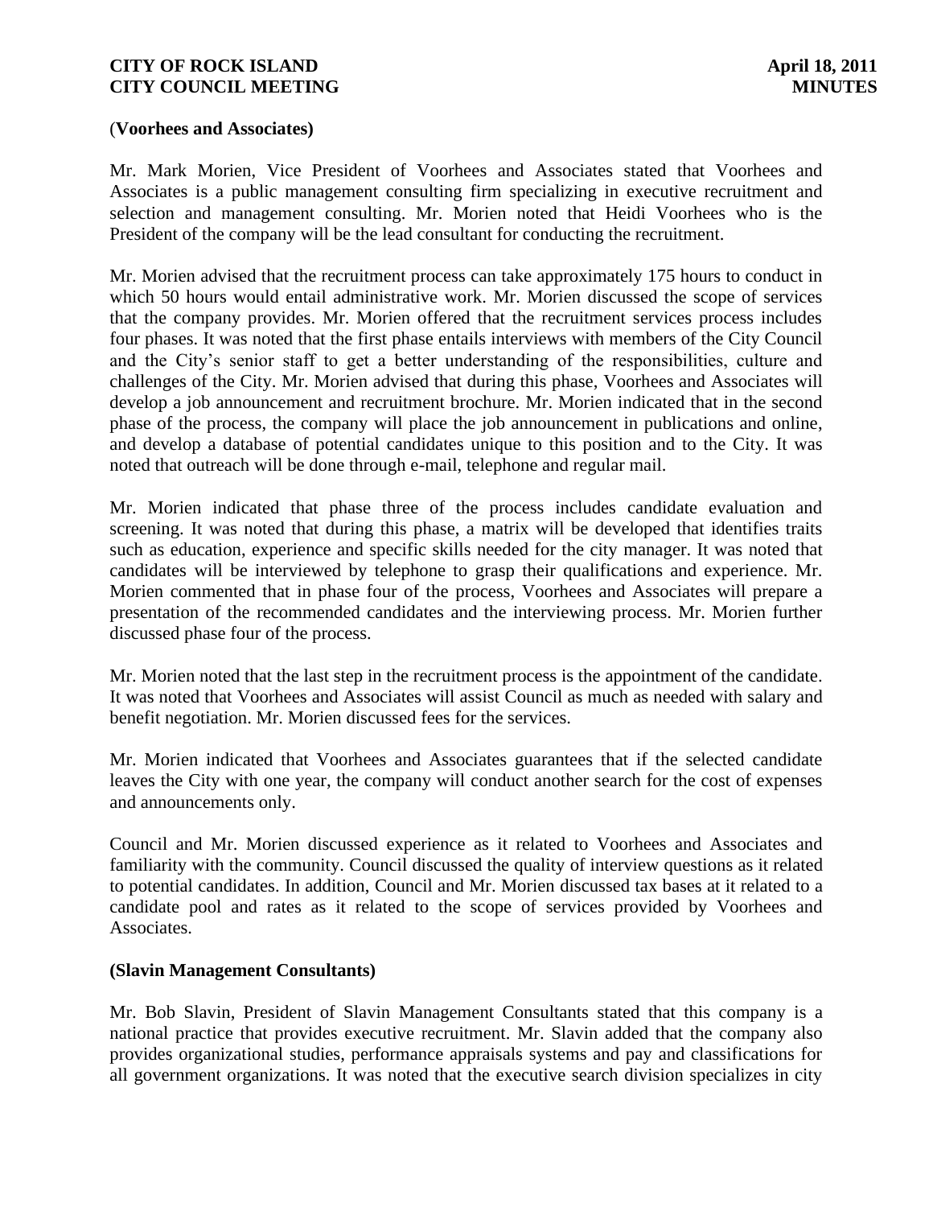**(Voorhees and Associates)**

Mr. Mark Morien, Vice President of Voorhees and Associates stated that Voorhees and Associates is a public management consulting firm specializing in executive recruitment and selection and management consulting. Mr. Morien noted that Heidi Voorhees who is the President of the company will be the lead consultant for conducting the recruitment.

Mr. Morien advised that the recruitment process can take approximately 175 hours to conduct in which 50 hours would entail administrative work. Mr. Morien discussed the scope of services that the company provides. Mr. Morien offered that the recruitment services process includes four phases. It was noted that the first phase entails interviews with members of the City Council and the City's senior staff to get a better understanding of the responsibilities, culture and challenges of the City. Mr. Morien advised that during this phase, Voorhees and Associates will develop a job announcement and recruitment brochure. Mr. Morien indicated that in the second phase of the process, the company will place the job announcement in publications and online, and develop a database of potential candidates unique to this position and to the City. It was noted that outreach will be done through e-mail, telephone and regular mail.

Mr. Morien indicated that phase three of the process includes candidate evaluation and screening. It was noted that during this phase, a matrix will be developed that identifies traits such as education, experience and specific skills needed for the city manager. It was noted that candidates will be interviewed by telephone to grasp their qualifications and experience. Mr. Morien commented that in phase four of the process, Voorhees and Associates will prepare a presentation of the recommended candidates and the interviewing process. Mr. Morien further discussed phase four of the process.

Mr. Morien noted that the last step in the recruitment process is the appointment of the candidate. It was noted that Voorhees and Associates will assist Council as much as needed with salary and benefit negotiation. Mr. Morien discussed fees for the services.

Mr. Morien indicated that Voorhees and Associates guarantees that if the selected candidate leaves the City with one year, the company will conduct another search for the cost of expenses and announcements only.

Council and Mr. Morien discussed experience as it related to Voorhees and Associates and familiarity with the community. Council discussed the quality of interview questions as it related to potential candidates. In addition, Council and Mr. Morien discussed tax bases at it related to a candidate pool and rates as it related to the scope of services provided by Voorhees and Associates.

**(Slavin Management Consultants)**

Mr. Bob Slavin, President of Slavin Management Consultants stated that this company is a national practice that provides executive recruitment. Mr. Slavin added that the company also provides organizational studies, performance appraisals systems and pay and classifications for all government organizations. It was noted that the executive search division specializes in city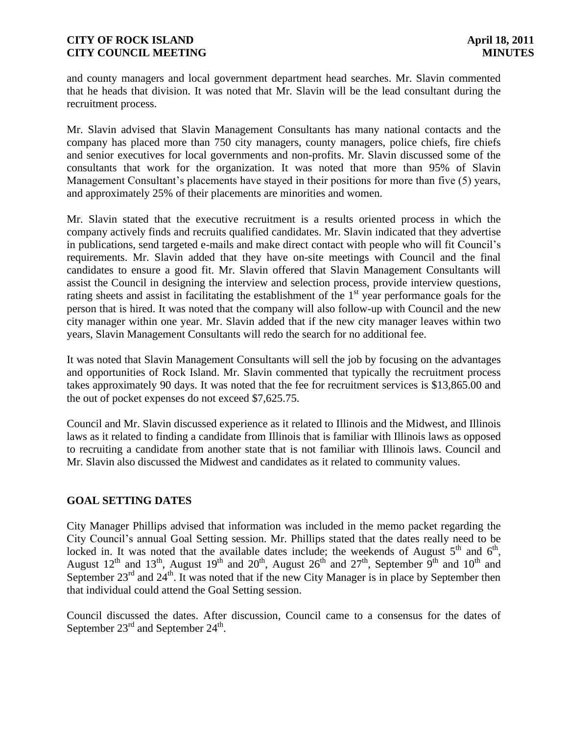and county managers and local government department head searches. Mr. Slavin commented that he heads that division. It was noted that Mr. Slavin will be the lead consultant during the recruitment process.

Mr. Slavin advised that Slavin Management Consultants has many national contacts and the company has placed more than 750 city managers, county managers, police chiefs, fire chiefs and senior executives for local governments and non-profits. Mr. Slavin discussed some of the consultants that work for the organization. It was noted that more than 95% of Slavin Management Consultant's placements have stayed in their positions for more than five (5) years, and approximately 25% of their placements are minorities and women.

Mr. Slavin stated that the executive recruitment is a results oriented process in which the company actively finds and recruits qualified candidates. Mr. Slavin indicated that they advertise in publications, send targeted e-mails and make direct contact with people who will fit Council's requirements. Mr. Slavin added that they have on-site meetings with Council and the final candidates to ensure a good fit. Mr. Slavin offered that Slavin Management Consultants will assist the Council in designing the interview and selection process, provide interview questions, rating sheets and assist in facilitating the establishment of the 1st year performance goals for the person that is hired. It was noted that the company will also follow-up with Council and the new city manager within one year. Mr. Slavin added that if the new city manager leaves within two years, Slavin Management Consultants will redo the search for no additional fee.

It was noted that Slavin Management Consultants will sell the job by focusing on the advantages and opportunities of Rock Island. Mr. Slavin commented that typically the recruitment process takes approximately 90 days. It was noted that the fee for recruitment services is $13,865.00 and the out of pocket expenses do not exceed $7,625.75.

Council and Mr. Slavin discussed experience as it related to Illinois and the Midwest, and Illinois laws as it related to finding a candidate from Illinois that is familiar with Illinois laws as opposed to recruiting a candidate from another state that is not familiar with Illinois laws. Council and Mr. Slavin also discussed the Midwest and candidates as it related to community values.

## GOAL SETTING DATES

City Manager Phillips advised that information was included in the memo packet regarding the City Council's annual Goal Setting session. Mr. Phillips stated that the dates really need to be locked in. It was noted that the available dates include; the weekends of August 5th and 6th, August 12th and 13th, August 19th and 20th, August 26th and 27th, September 9th and 10th and September 23rd and 24th. It was noted that if the new City Manager is in place by September then that individual could attend the Goal Setting session.

Council discussed the dates. After discussion, Council came to a consensus for the dates of September 23rd and September 24th.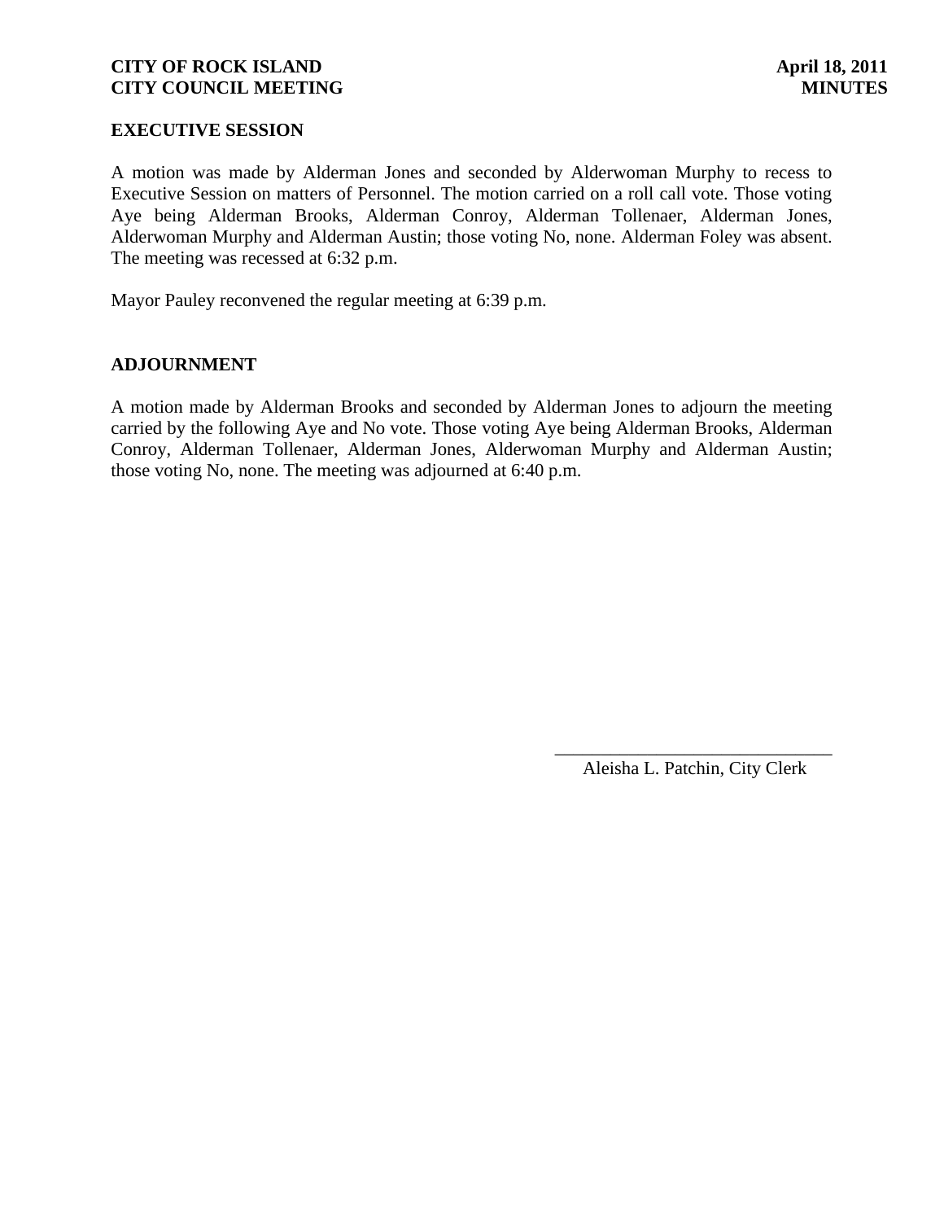## EXECUTIVE SESSION

A motion was made by Alderman Jones and seconded by Alderwoman Murphy to recess to Executive Session on matters of Personnel. The motion carried on a roll call vote. Those voting Aye being Alderman Brooks, Alderman Conroy, Alderman Tollenaer, Alderman Jones, Alderwoman Murphy and Alderman Austin; those voting No, none. Alderman Foley was absent. The meeting was recessed at 6:32 p.m.

Mayor Pauley reconvened the regular meeting at 6:39 p.m.

## ADJOURNMENT

A motion made by Alderman Brooks and seconded by Alderman Jones to adjourn the meeting carried by the following Aye and No vote. Those voting Aye being Alderman Brooks, Alderman Conroy, Alderman Tollenaer, Alderman Jones, Alderwoman Murphy and Alderman Austin; those voting No, none. The meeting was adjourned at 6:40 p.m.

______________________________

Aleisha L. Patchin, City Clerk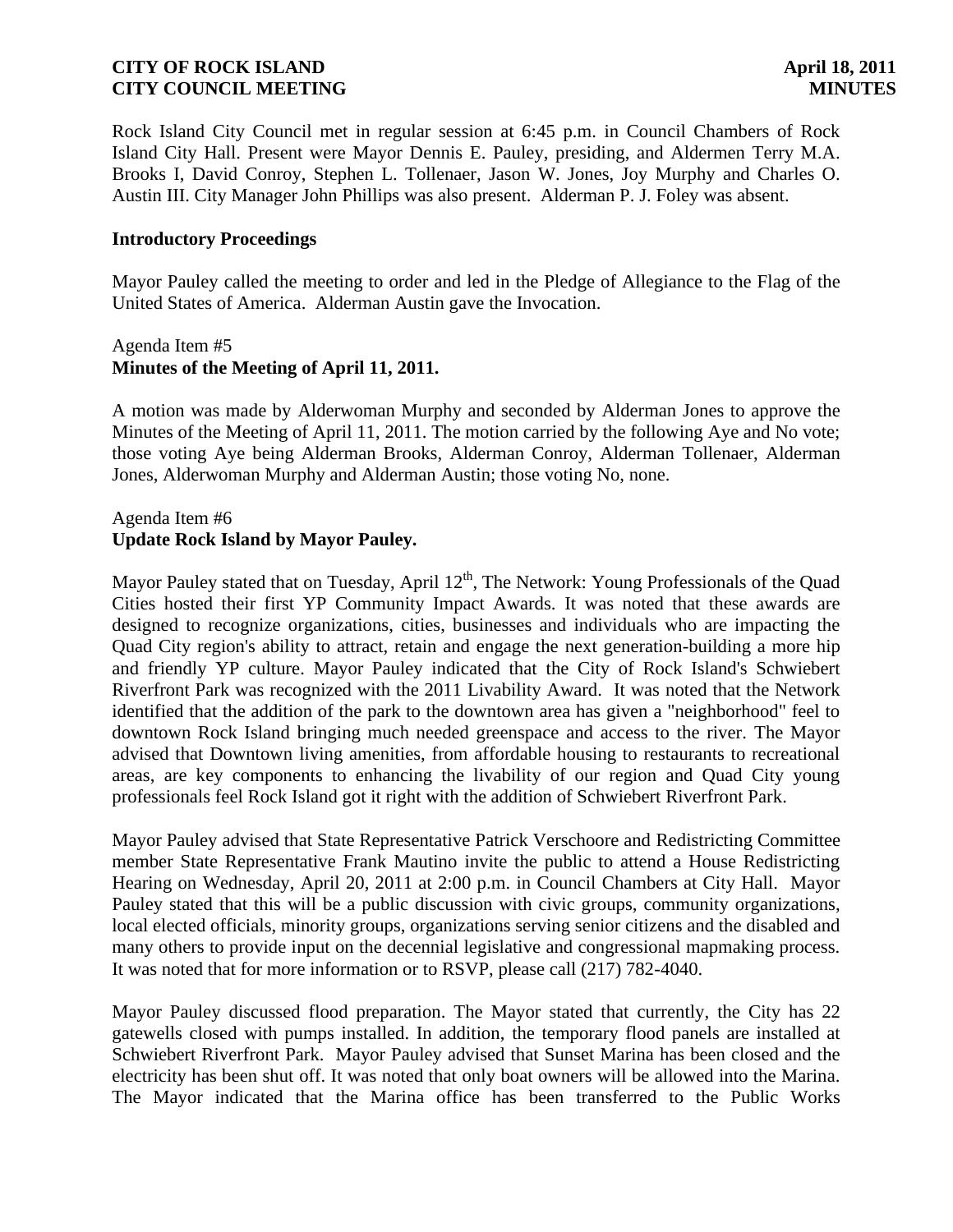Rock Island City Council met in regular session at 6:45 p.m. in Council Chambers of Rock Island City Hall. Present were Mayor Dennis E. Pauley, presiding, and Aldermen Terry M.A. Brooks I, David Conroy, Stephen L. Tollenaer, Jason W. Jones, Joy Murphy and Charles O. Austin III. City Manager John Phillips was also present. Alderman P. J. Foley was absent.

**Introductory Proceedings**

Mayor Pauley called the meeting to order and led in the Pledge of Allegiance to the Flag of the United States of America. Alderman Austin gave the Invocation.

Agenda Item #5
**Minutes of the Meeting of April 11, 2011.**

A motion was made by Alderwoman Murphy and seconded by Alderman Jones to approve the Minutes of the Meeting of April 11, 2011. The motion carried by the following Aye and No vote; those voting Aye being Alderman Brooks, Alderman Conroy, Alderman Tollenaer, Alderman Jones, Alderwoman Murphy and Alderman Austin; those voting No, none.

Agenda Item #6
**Update Rock Island by Mayor Pauley.**

Mayor Pauley stated that on Tuesday, April 12th, The Network: Young Professionals of the Quad Cities hosted their first YP Community Impact Awards. It was noted that these awards are designed to recognize organizations, cities, businesses and individuals who are impacting the Quad City region's ability to attract, retain and engage the next generation-building a more hip and friendly YP culture. Mayor Pauley indicated that the City of Rock Island's Schwiebert Riverfront Park was recognized with the 2011 Livability Award. It was noted that the Network identified that the addition of the park to the downtown area has given a "neighborhood" feel to downtown Rock Island bringing much needed greenspace and access to the river. The Mayor advised that Downtown living amenities, from affordable housing to restaurants to recreational areas, are key components to enhancing the livability of our region and Quad City young professionals feel Rock Island got it right with the addition of Schwiebert Riverfront Park.

Mayor Pauley advised that State Representative Patrick Verschoore and Redistricting Committee member State Representative Frank Mautino invite the public to attend a House Redistricting Hearing on Wednesday, April 20, 2011 at 2:00 p.m. in Council Chambers at City Hall. Mayor Pauley stated that this will be a public discussion with civic groups, community organizations, local elected officials, minority groups, organizations serving senior citizens and the disabled and many others to provide input on the decennial legislative and congressional mapmaking process. It was noted that for more information or to RSVP, please call (217) 782-4040.

Mayor Pauley discussed flood preparation. The Mayor stated that currently, the City has 22 gatewells closed with pumps installed. In addition, the temporary flood panels are installed at Schwiebert Riverfront Park. Mayor Pauley advised that Sunset Marina has been closed and the electricity has been shut off. It was noted that only boat owners will be allowed into the Marina. The Mayor indicated that the Marina office has been transferred to the Public Works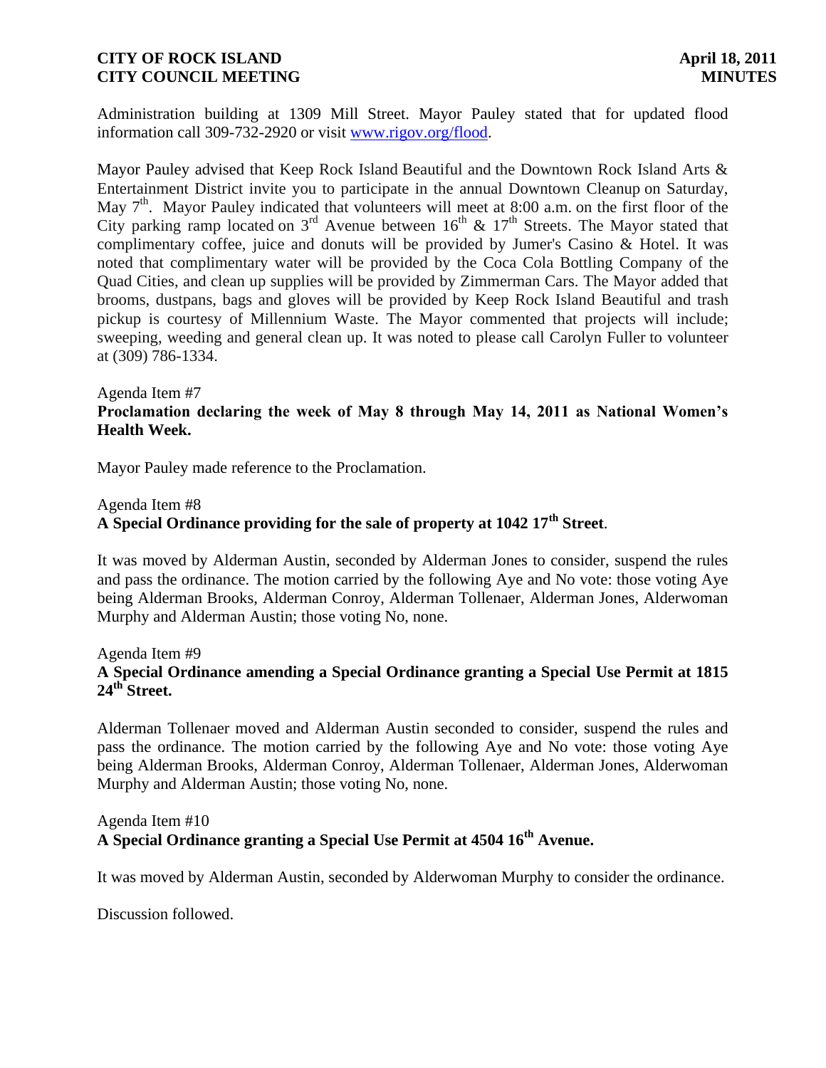Administration building at 1309 Mill Street. Mayor Pauley stated that for updated flood information call 309-732-2920 or visit www.rigov.org/flood.

Mayor Pauley advised that Keep Rock Island Beautiful and the Downtown Rock Island Arts & Entertainment District invite you to participate in the annual Downtown Cleanup on Saturday, May 7th. Mayor Pauley indicated that volunteers will meet at 8:00 a.m. on the first floor of the City parking ramp located on 3rd Avenue between 16th & 17th Streets. The Mayor stated that complimentary coffee, juice and donuts will be provided by Jumer's Casino & Hotel. It was noted that complimentary water will be provided by the Coca Cola Bottling Company of the Quad Cities, and clean up supplies will be provided by Zimmerman Cars. The Mayor added that brooms, dustpans, bags and gloves will be provided by Keep Rock Island Beautiful and trash pickup is courtesy of Millennium Waste. The Mayor commented that projects will include; sweeping, weeding and general clean up. It was noted to please call Carolyn Fuller to volunteer at (309) 786-1334.

Agenda Item #7
**Proclamation declaring the week of May 8 through May 14, 2011 as National Women's Health Week.**

Mayor Pauley made reference to the Proclamation.

Agenda Item #8
**A Special Ordinance providing for the sale of property at 1042 17th Street**.

It was moved by Alderman Austin, seconded by Alderman Jones to consider, suspend the rules and pass the ordinance. The motion carried by the following Aye and No vote: those voting Aye being Alderman Brooks, Alderman Conroy, Alderman Tollenaer, Alderman Jones, Alderwoman Murphy and Alderman Austin; those voting No, none.

Agenda Item #9
**A Special Ordinance amending a Special Ordinance granting a Special Use Permit at 1815 24th Street.**

Alderman Tollenaer moved and Alderman Austin seconded to consider, suspend the rules and pass the ordinance. The motion carried by the following Aye and No vote: those voting Aye being Alderman Brooks, Alderman Conroy, Alderman Tollenaer, Alderman Jones, Alderwoman Murphy and Alderman Austin; those voting No, none.

Agenda Item #10
**A Special Ordinance granting a Special Use Permit at 4504 16th Avenue.**

It was moved by Alderman Austin, seconded by Alderwoman Murphy to consider the ordinance.

Discussion followed.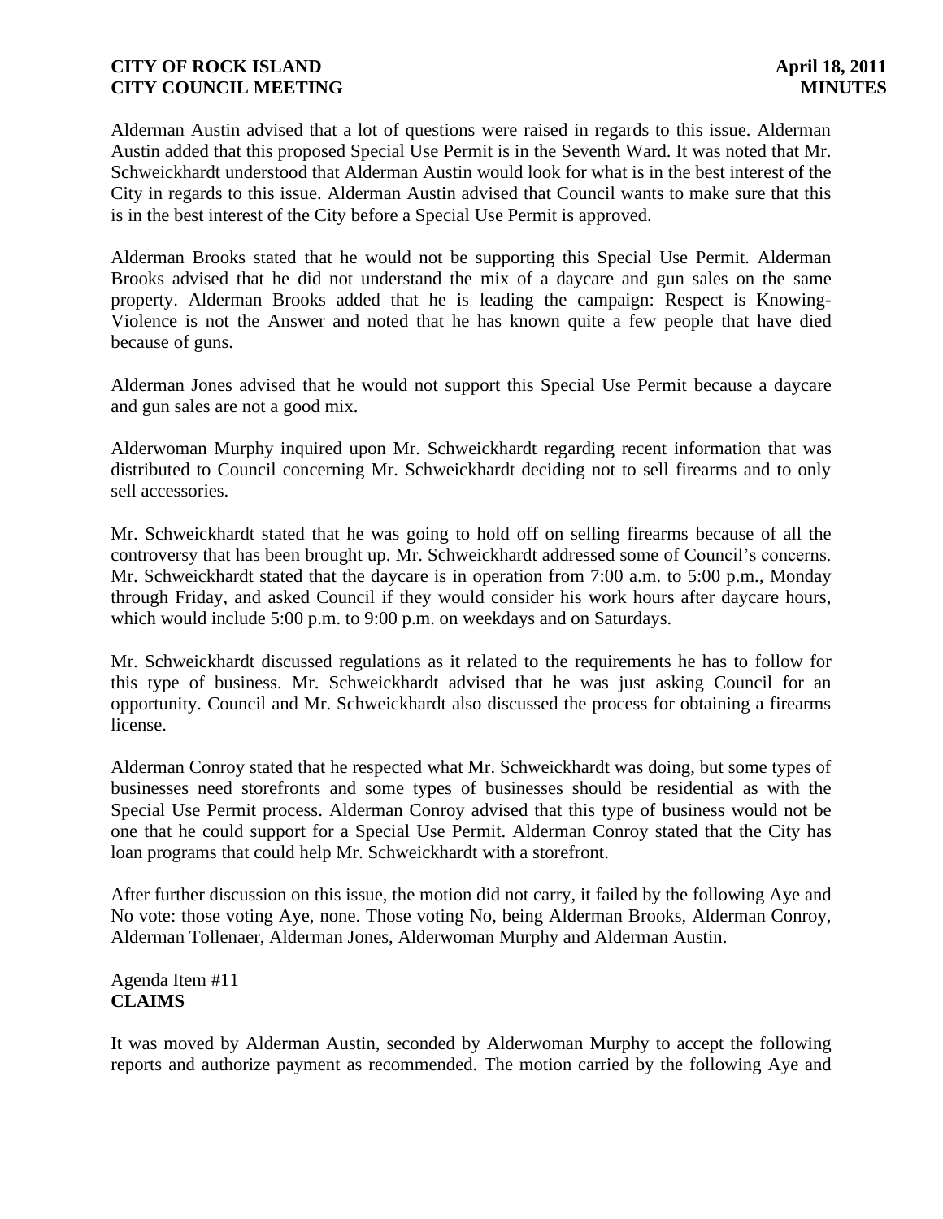Alderman Austin advised that a lot of questions were raised in regards to this issue. Alderman Austin added that this proposed Special Use Permit is in the Seventh Ward. It was noted that Mr. Schweickhardt understood that Alderman Austin would look for what is in the best interest of the City in regards to this issue. Alderman Austin advised that Council wants to make sure that this is in the best interest of the City before a Special Use Permit is approved.

Alderman Brooks stated that he would not be supporting this Special Use Permit. Alderman Brooks advised that he did not understand the mix of a daycare and gun sales on the same property. Alderman Brooks added that he is leading the campaign: Respect is Knowing-Violence is not the Answer and noted that he has known quite a few people that have died because of guns.

Alderman Jones advised that he would not support this Special Use Permit because a daycare and gun sales are not a good mix.

Alderwoman Murphy inquired upon Mr. Schweickhardt regarding recent information that was distributed to Council concerning Mr. Schweickhardt deciding not to sell firearms and to only sell accessories.

Mr. Schweickhardt stated that he was going to hold off on selling firearms because of all the controversy that has been brought up. Mr. Schweickhardt addressed some of Council's concerns. Mr. Schweickhardt stated that the daycare is in operation from 7:00 a.m. to 5:00 p.m., Monday through Friday, and asked Council if they would consider his work hours after daycare hours, which would include 5:00 p.m. to 9:00 p.m. on weekdays and on Saturdays.

Mr. Schweickhardt discussed regulations as it related to the requirements he has to follow for this type of business. Mr. Schweickhardt advised that he was just asking Council for an opportunity. Council and Mr. Schweickhardt also discussed the process for obtaining a firearms license.

Alderman Conroy stated that he respected what Mr. Schweickhardt was doing, but some types of businesses need storefronts and some types of businesses should be residential as with the Special Use Permit process. Alderman Conroy advised that this type of business would not be one that he could support for a Special Use Permit. Alderman Conroy stated that the City has loan programs that could help Mr. Schweickhardt with a storefront.

After further discussion on this issue, the motion did not carry, it failed by the following Aye and No vote: those voting Aye, none. Those voting No, being Alderman Brooks, Alderman Conroy, Alderman Tollenaer, Alderman Jones, Alderwoman Murphy and Alderman Austin.

Agenda Item #11
**CLAIMS**

It was moved by Alderman Austin, seconded by Alderwoman Murphy to accept the following reports and authorize payment as recommended. The motion carried by the following Aye and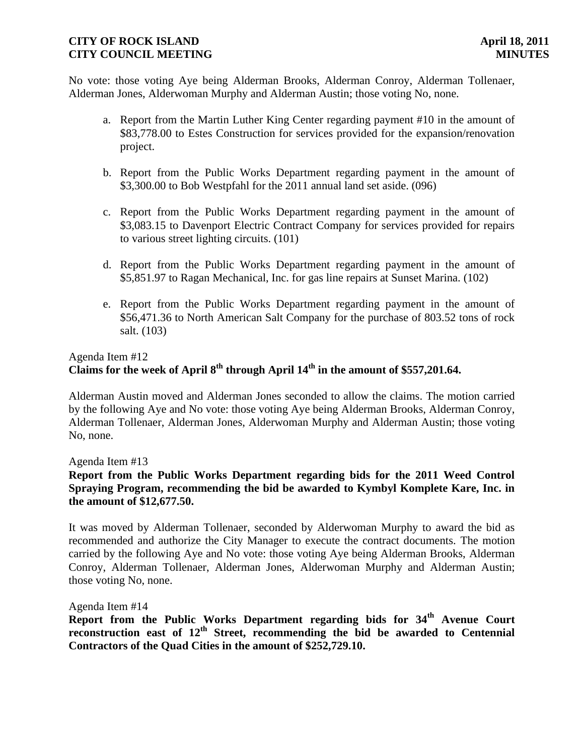No vote: those voting Aye being Alderman Brooks, Alderman Conroy, Alderman Tollenaer, Alderman Jones, Alderwoman Murphy and Alderman Austin; those voting No, none.

a. Report from the Martin Luther King Center regarding payment #10 in the amount of $83,778.00 to Estes Construction for services provided for the expansion/renovation project.

b. Report from the Public Works Department regarding payment in the amount of $3,300.00 to Bob Westpfahl for the 2011 annual land set aside. (096)

c. Report from the Public Works Department regarding payment in the amount of $3,083.15 to Davenport Electric Contract Company for services provided for repairs to various street lighting circuits. (101)

d. Report from the Public Works Department regarding payment in the amount of $5,851.97 to Ragan Mechanical, Inc. for gas line repairs at Sunset Marina. (102)

e. Report from the Public Works Department regarding payment in the amount of $56,471.36 to North American Salt Company for the purchase of 803.52 tons of rock salt. (103)

Agenda Item #12

**Claims for the week of April 8th through April 14th in the amount of $557,201.64.**

Alderman Austin moved and Alderman Jones seconded to allow the claims. The motion carried by the following Aye and No vote: those voting Aye being Alderman Brooks, Alderman Conroy, Alderman Tollenaer, Alderman Jones, Alderwoman Murphy and Alderman Austin; those voting No, none.

Agenda Item #13

**Report from the Public Works Department regarding bids for the 2011 Weed Control Spraying Program, recommending the bid be awarded to Kymbyl Komplete Kare, Inc. in the amount of $12,677.50.**

It was moved by Alderman Tollenaer, seconded by Alderwoman Murphy to award the bid as recommended and authorize the City Manager to execute the contract documents. The motion carried by the following Aye and No vote: those voting Aye being Alderman Brooks, Alderman Conroy, Alderman Tollenaer, Alderman Jones, Alderwoman Murphy and Alderman Austin; those voting No, none.

Agenda Item #14

**Report from the Public Works Department regarding bids for 34th Avenue Court reconstruction east of 12th Street, recommending the bid be awarded to Centennial Contractors of the Quad Cities in the amount of $252,729.10.**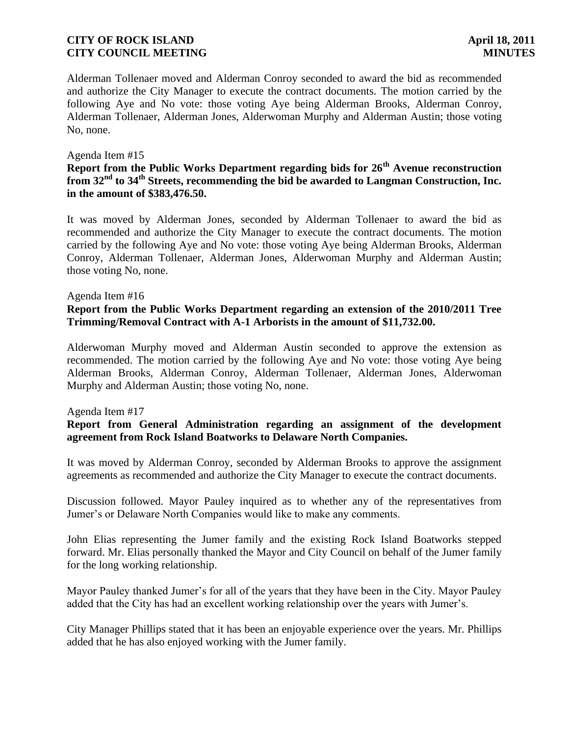Alderman Tollenaer moved and Alderman Conroy seconded to award the bid as recommended and authorize the City Manager to execute the contract documents. The motion carried by the following Aye and No vote: those voting Aye being Alderman Brooks, Alderman Conroy, Alderman Tollenaer, Alderman Jones, Alderwoman Murphy and Alderman Austin; those voting No, none.

Agenda Item #15

**Report from the Public Works Department regarding bids for 26th Avenue reconstruction from 32nd to 34th Streets, recommending the bid be awarded to Langman Construction, Inc. in the amount of $383,476.50.**

It was moved by Alderman Jones, seconded by Alderman Tollenaer to award the bid as recommended and authorize the City Manager to execute the contract documents. The motion carried by the following Aye and No vote: those voting Aye being Alderman Brooks, Alderman Conroy, Alderman Tollenaer, Alderman Jones, Alderwoman Murphy and Alderman Austin; those voting No, none.

Agenda Item #16

**Report from the Public Works Department regarding an extension of the 2010/2011 Tree Trimming/Removal Contract with A-1 Arborists in the amount of $11,732.00.**

Alderwoman Murphy moved and Alderman Austin seconded to approve the extension as recommended. The motion carried by the following Aye and No vote: those voting Aye being Alderman Brooks, Alderman Conroy, Alderman Tollenaer, Alderman Jones, Alderwoman Murphy and Alderman Austin; those voting No, none.

Agenda Item #17

**Report from General Administration regarding an assignment of the development agreement from Rock Island Boatworks to Delaware North Companies.**

It was moved by Alderman Conroy, seconded by Alderman Brooks to approve the assignment agreements as recommended and authorize the City Manager to execute the contract documents.

Discussion followed. Mayor Pauley inquired as to whether any of the representatives from Jumer's or Delaware North Companies would like to make any comments.

John Elias representing the Jumer family and the existing Rock Island Boatworks stepped forward. Mr. Elias personally thanked the Mayor and City Council on behalf of the Jumer family for the long working relationship.

Mayor Pauley thanked Jumer's for all of the years that they have been in the City. Mayor Pauley added that the City has had an excellent working relationship over the years with Jumer's.

City Manager Phillips stated that it has been an enjoyable experience over the years. Mr. Phillips added that he has also enjoyed working with the Jumer family.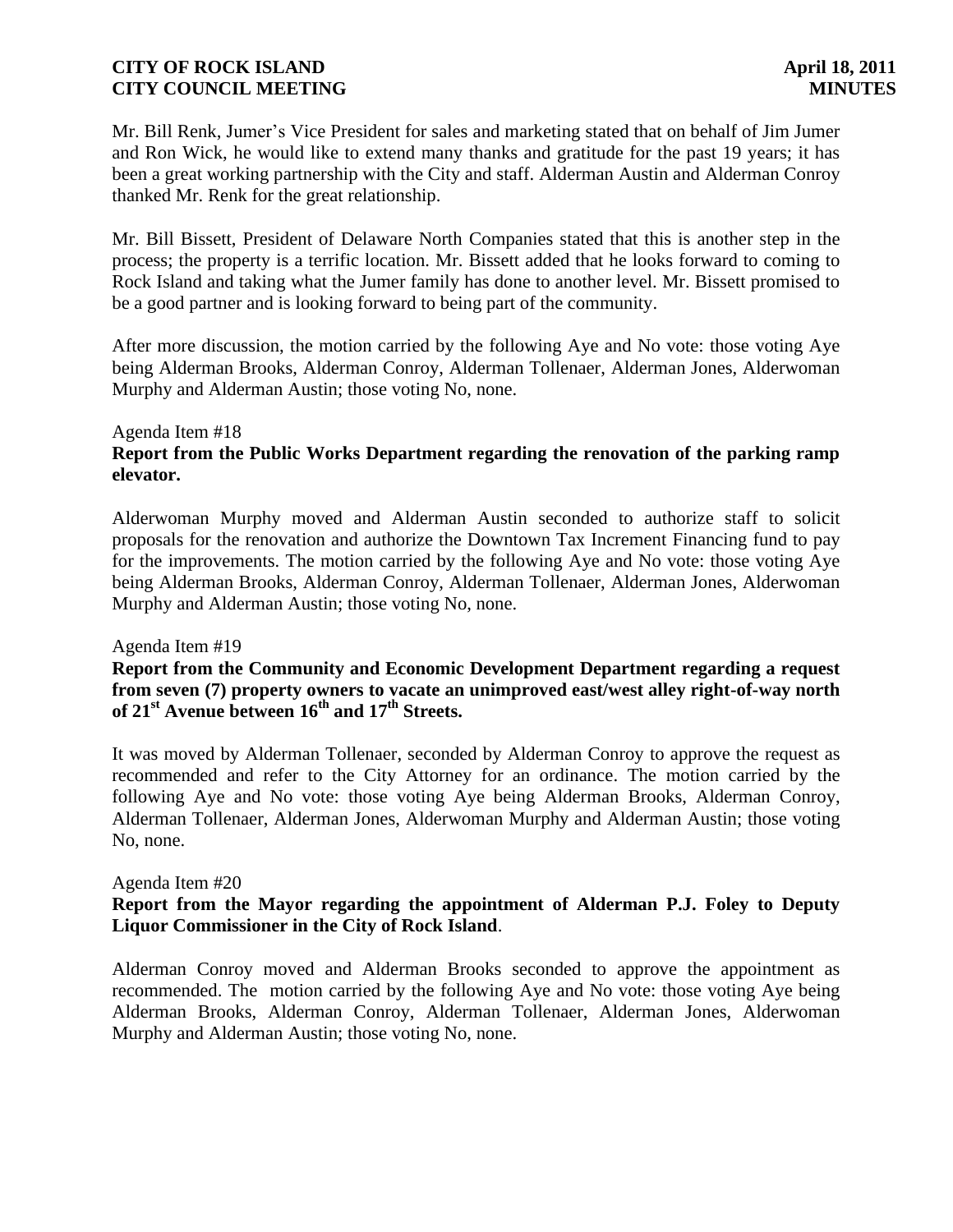Mr. Bill Renk, Jumer's Vice President for sales and marketing stated that on behalf of Jim Jumer and Ron Wick, he would like to extend many thanks and gratitude for the past 19 years; it has been a great working partnership with the City and staff. Alderman Austin and Alderman Conroy thanked Mr. Renk for the great relationship.

Mr. Bill Bissett, President of Delaware North Companies stated that this is another step in the process; the property is a terrific location. Mr. Bissett added that he looks forward to coming to Rock Island and taking what the Jumer family has done to another level. Mr. Bissett promised to be a good partner and is looking forward to being part of the community.

After more discussion, the motion carried by the following Aye and No vote: those voting Aye being Alderman Brooks, Alderman Conroy, Alderman Tollenaer, Alderman Jones, Alderwoman Murphy and Alderman Austin; those voting No, none.

Agenda Item #18

**Report from the Public Works Department regarding the renovation of the parking ramp elevator.**

Alderwoman Murphy moved and Alderman Austin seconded to authorize staff to solicit proposals for the renovation and authorize the Downtown Tax Increment Financing fund to pay for the improvements. The motion carried by the following Aye and No vote: those voting Aye being Alderman Brooks, Alderman Conroy, Alderman Tollenaer, Alderman Jones, Alderwoman Murphy and Alderman Austin; those voting No, none.

Agenda Item #19

**Report from the Community and Economic Development Department regarding a request from seven (7) property owners to vacate an unimproved east/west alley right-of-way north of 21st Avenue between 16th and 17th Streets.**

It was moved by Alderman Tollenaer, seconded by Alderman Conroy to approve the request as recommended and refer to the City Attorney for an ordinance. The motion carried by the following Aye and No vote: those voting Aye being Alderman Brooks, Alderman Conroy, Alderman Tollenaer, Alderman Jones, Alderwoman Murphy and Alderman Austin; those voting No, none.

Agenda Item #20

**Report from the Mayor regarding the appointment of Alderman P.J. Foley to Deputy Liquor Commissioner in the City of Rock Island**.

Alderman Conroy moved and Alderman Brooks seconded to approve the appointment as recommended. The motion carried by the following Aye and No vote: those voting Aye being Alderman Brooks, Alderman Conroy, Alderman Tollenaer, Alderman Jones, Alderwoman Murphy and Alderman Austin; those voting No, none.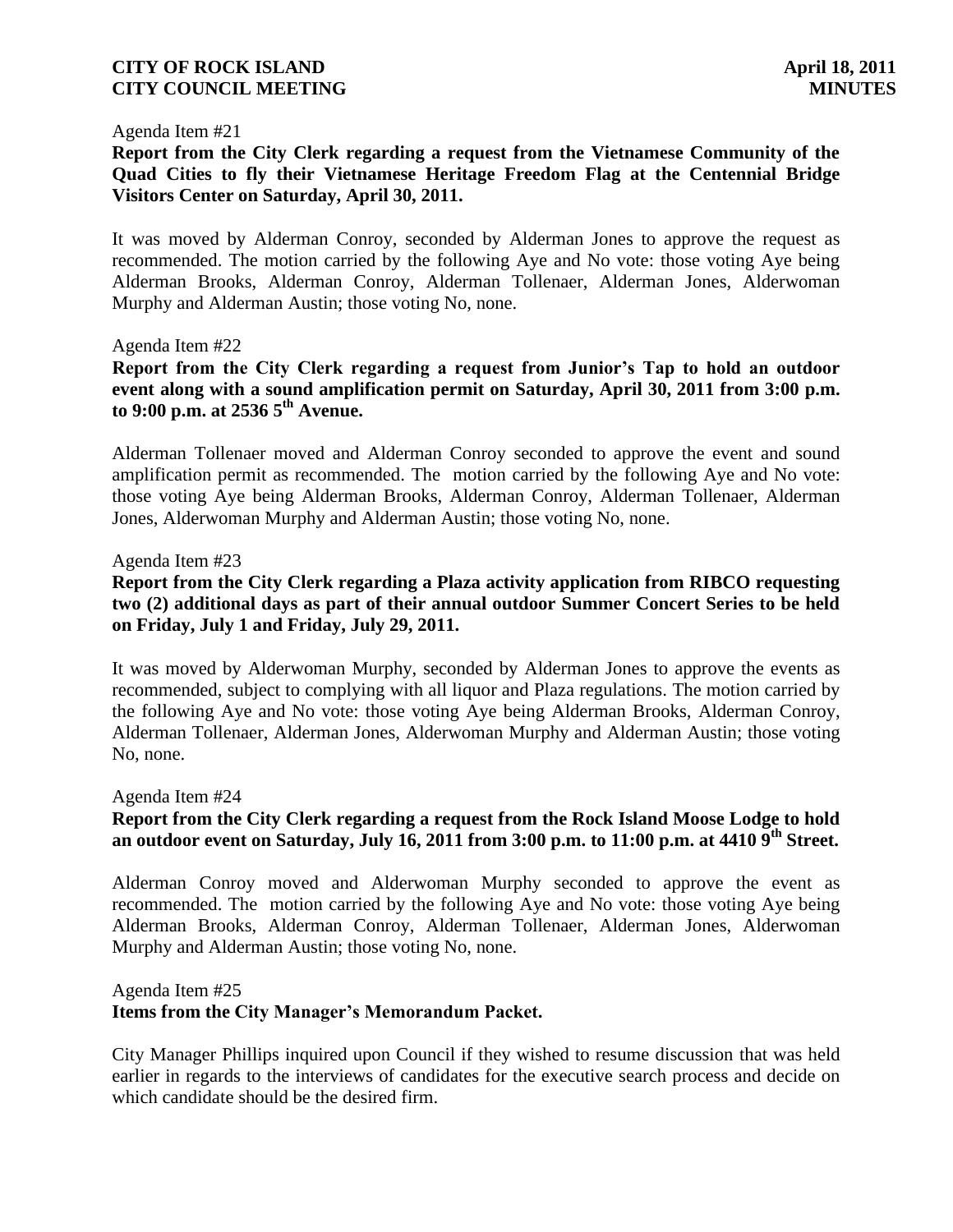Agenda Item #21

**Report from the City Clerk regarding a request from the Vietnamese Community of the Quad Cities to fly their Vietnamese Heritage Freedom Flag at the Centennial Bridge Visitors Center on Saturday, April 30, 2011.**

It was moved by Alderman Conroy, seconded by Alderman Jones to approve the request as recommended. The motion carried by the following Aye and No vote: those voting Aye being Alderman Brooks, Alderman Conroy, Alderman Tollenaer, Alderman Jones, Alderwoman Murphy and Alderman Austin; those voting No, none.

Agenda Item #22

**Report from the City Clerk regarding a request from Junior's Tap to hold an outdoor event along with a sound amplification permit on Saturday, April 30, 2011 from 3:00 p.m. to 9:00 p.m. at 2536 5th Avenue.**

Alderman Tollenaer moved and Alderman Conroy seconded to approve the event and sound amplification permit as recommended. The motion carried by the following Aye and No vote: those voting Aye being Alderman Brooks, Alderman Conroy, Alderman Tollenaer, Alderman Jones, Alderwoman Murphy and Alderman Austin; those voting No, none.

Agenda Item #23

**Report from the City Clerk regarding a Plaza activity application from RIBCO requesting two (2) additional days as part of their annual outdoor Summer Concert Series to be held on Friday, July 1 and Friday, July 29, 2011.**

It was moved by Alderwoman Murphy, seconded by Alderman Jones to approve the events as recommended, subject to complying with all liquor and Plaza regulations. The motion carried by the following Aye and No vote: those voting Aye being Alderman Brooks, Alderman Conroy, Alderman Tollenaer, Alderman Jones, Alderwoman Murphy and Alderman Austin; those voting No, none.

Agenda Item #24

**Report from the City Clerk regarding a request from the Rock Island Moose Lodge to hold an outdoor event on Saturday, July 16, 2011 from 3:00 p.m. to 11:00 p.m. at 4410 9th Street.**

Alderman Conroy moved and Alderwoman Murphy seconded to approve the event as recommended. The motion carried by the following Aye and No vote: those voting Aye being Alderman Brooks, Alderman Conroy, Alderman Tollenaer, Alderman Jones, Alderwoman Murphy and Alderman Austin; those voting No, none.

Agenda Item #25

**Items from the City Manager's Memorandum Packet.**

City Manager Phillips inquired upon Council if they wished to resume discussion that was held earlier in regards to the interviews of candidates for the executive search process and decide on which candidate should be the desired firm.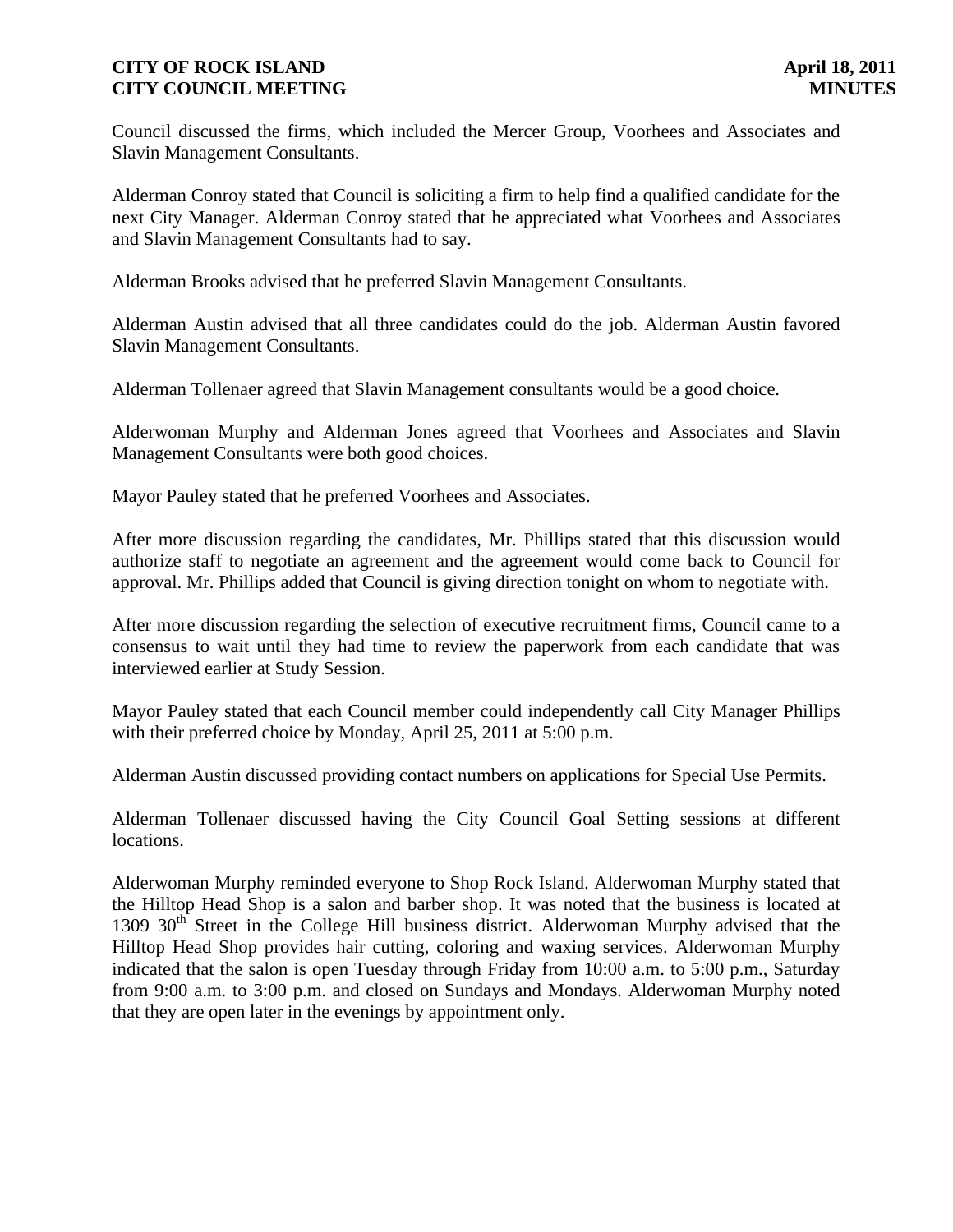Council discussed the firms, which included the Mercer Group, Voorhees and Associates and Slavin Management Consultants.

Alderman Conroy stated that Council is soliciting a firm to help find a qualified candidate for the next City Manager. Alderman Conroy stated that he appreciated what Voorhees and Associates and Slavin Management Consultants had to say.

Alderman Brooks advised that he preferred Slavin Management Consultants.

Alderman Austin advised that all three candidates could do the job. Alderman Austin favored Slavin Management Consultants.

Alderman Tollenaer agreed that Slavin Management consultants would be a good choice.

Alderwoman Murphy and Alderman Jones agreed that Voorhees and Associates and Slavin Management Consultants were both good choices.

Mayor Pauley stated that he preferred Voorhees and Associates.

After more discussion regarding the candidates, Mr. Phillips stated that this discussion would authorize staff to negotiate an agreement and the agreement would come back to Council for approval. Mr. Phillips added that Council is giving direction tonight on whom to negotiate with.

After more discussion regarding the selection of executive recruitment firms, Council came to a consensus to wait until they had time to review the paperwork from each candidate that was interviewed earlier at Study Session.

Mayor Pauley stated that each Council member could independently call City Manager Phillips with their preferred choice by Monday, April 25, 2011 at 5:00 p.m.

Alderman Austin discussed providing contact numbers on applications for Special Use Permits.

Alderman Tollenaer discussed having the City Council Goal Setting sessions at different locations.

Alderwoman Murphy reminded everyone to Shop Rock Island. Alderwoman Murphy stated that the Hilltop Head Shop is a salon and barber shop. It was noted that the business is located at 1309 30th Street in the College Hill business district. Alderwoman Murphy advised that the Hilltop Head Shop provides hair cutting, coloring and waxing services. Alderwoman Murphy indicated that the salon is open Tuesday through Friday from 10:00 a.m. to 5:00 p.m., Saturday from 9:00 a.m. to 3:00 p.m. and closed on Sundays and Mondays. Alderwoman Murphy noted that they are open later in the evenings by appointment only.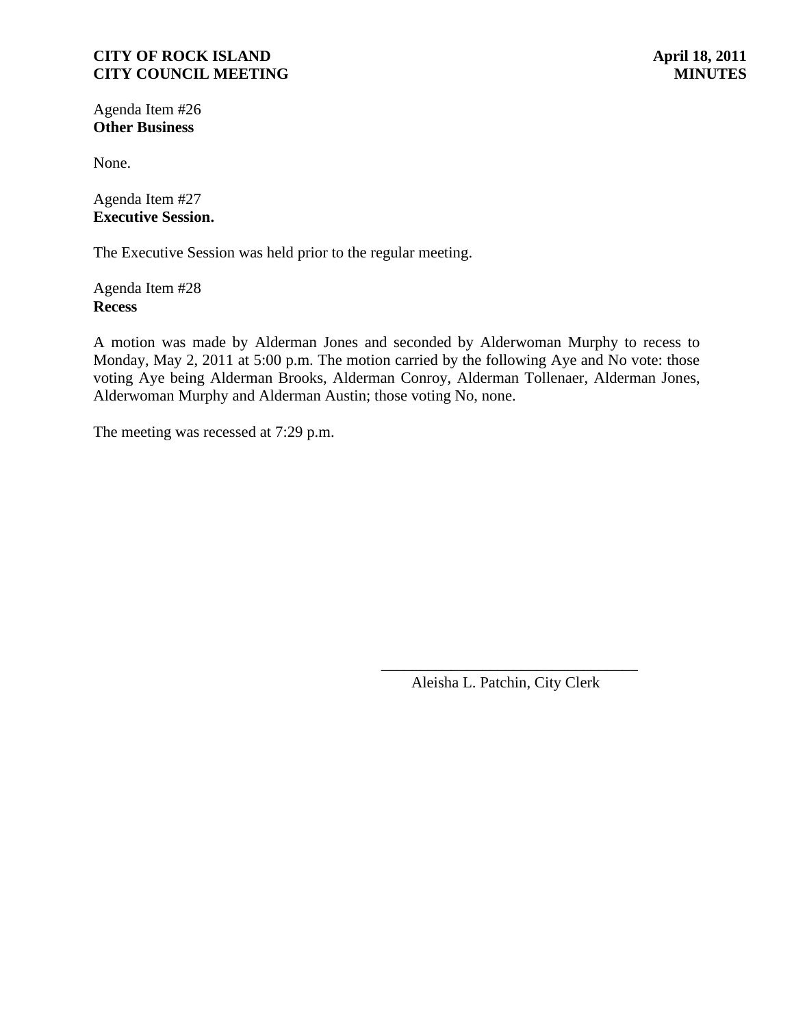Agenda Item #26
**Other Business**

None.

Agenda Item #27
**Executive Session.**

The Executive Session was held prior to the regular meeting.

Agenda Item #28
**Recess**

A motion was made by Alderman Jones and seconded by Alderwoman Murphy to recess to Monday, May 2, 2011 at 5:00 p.m. The motion carried by the following Aye and No vote: those voting Aye being Alderman Brooks, Alderman Conroy, Alderman Tollenaer, Alderman Jones, Alderwoman Murphy and Alderman Austin; those voting No, none.

The meeting was recessed at 7:29 p.m.

\_\_\_\_\_\_\_\_\_\_\_\_\_\_\_\_\_\_\_\_\_\_\_\_\_\_\_\_\_\_\_\_

Aleisha L. Patchin, City Clerk